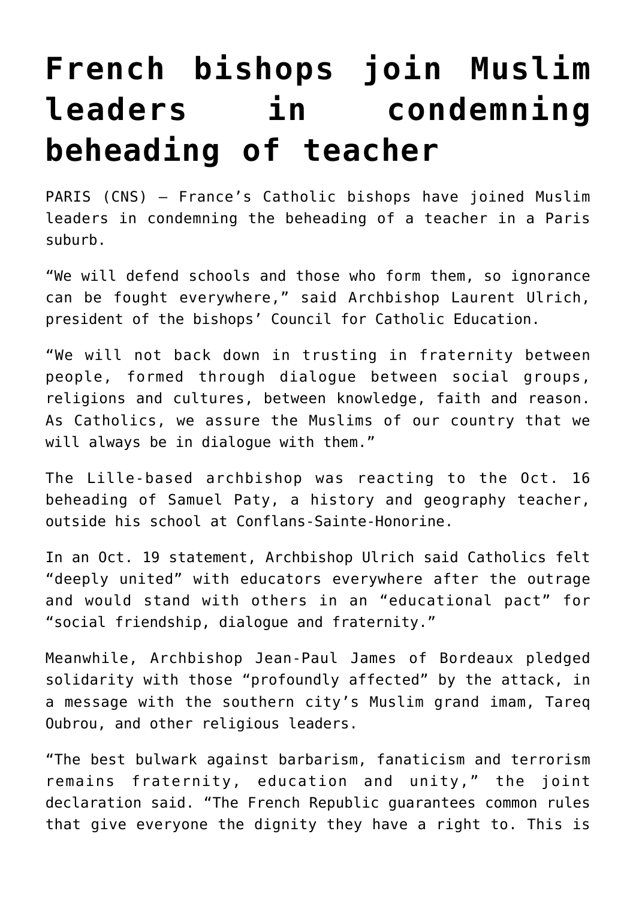# French bishops join Muslim leaders in condemning beheading of teacher

PARIS (CNS) — France's Catholic bishops have joined Muslim leaders in condemning the beheading of a teacher in a Paris suburb.

"We will defend schools and those who form them, so ignorance can be fought everywhere," said Archbishop Laurent Ulrich, president of the bishops' Council for Catholic Education.

"We will not back down in trusting in fraternity between people, formed through dialogue between social groups, religions and cultures, between knowledge, faith and reason. As Catholics, we assure the Muslims of our country that we will always be in dialogue with them."

The Lille-based archbishop was reacting to the Oct. 16 beheading of Samuel Paty, a history and geography teacher, outside his school at Conflans-Sainte-Honorine.

In an Oct. 19 statement, Archbishop Ulrich said Catholics felt "deeply united" with educators everywhere after the outrage and would stand with others in an "educational pact" for "social friendship, dialogue and fraternity."

Meanwhile, Archbishop Jean-Paul James of Bordeaux pledged solidarity with those "profoundly affected" by the attack, in a message with the southern city's Muslim grand imam, Tareq Oubrou, and other religious leaders.

"The best bulwark against barbarism, fanaticism and terrorism remains fraternity, education and unity," the joint declaration said. "The French Republic guarantees common rules that give everyone the dignity they have a right to. This is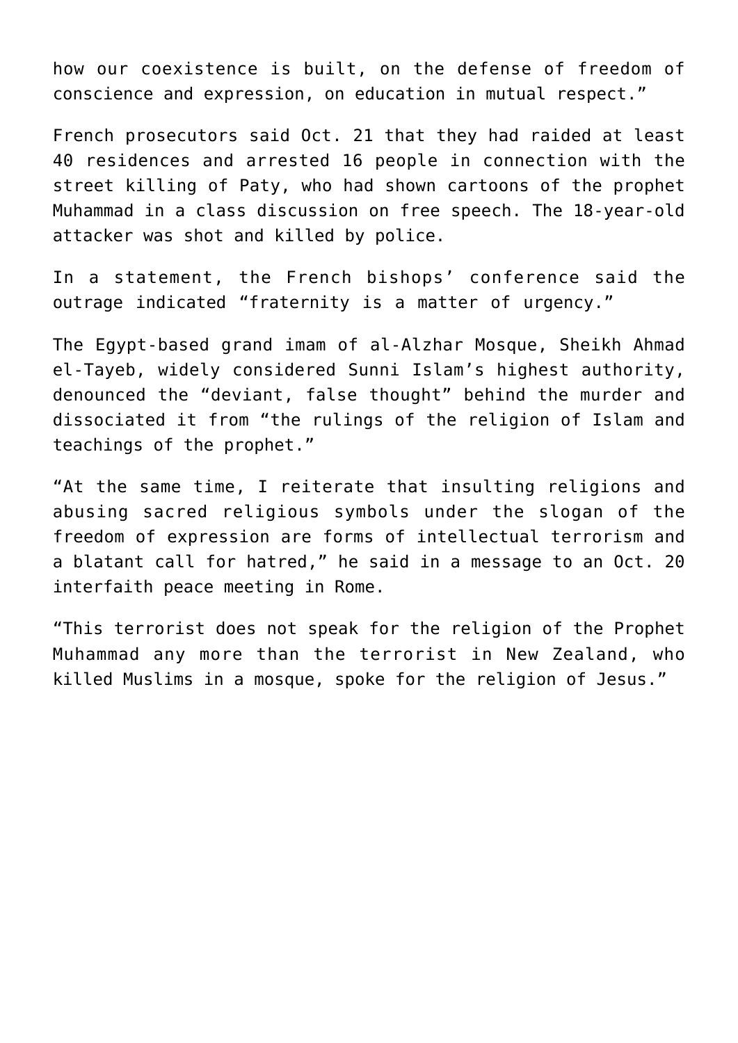how our coexistence is built, on the defense of freedom of conscience and expression, on education in mutual respect."

French prosecutors said Oct. 21 that they had raided at least 40 residences and arrested 16 people in connection with the street killing of Paty, who had shown cartoons of the prophet Muhammad in a class discussion on free speech. The 18-year-old attacker was shot and killed by police.

In a statement, the French bishops' conference said the outrage indicated "fraternity is a matter of urgency."

The Egypt-based grand imam of al-Alzhar Mosque, Sheikh Ahmad el-Tayeb, widely considered Sunni Islam's highest authority, denounced the "deviant, false thought" behind the murder and dissociated it from "the rulings of the religion of Islam and teachings of the prophet."

"At the same time, I reiterate that insulting religions and abusing sacred religious symbols under the slogan of the freedom of expression are forms of intellectual terrorism and a blatant call for hatred," he said in a message to an Oct. 20 interfaith peace meeting in Rome.

"This terrorist does not speak for the religion of the Prophet Muhammad any more than the terrorist in New Zealand, who killed Muslims in a mosque, spoke for the religion of Jesus."